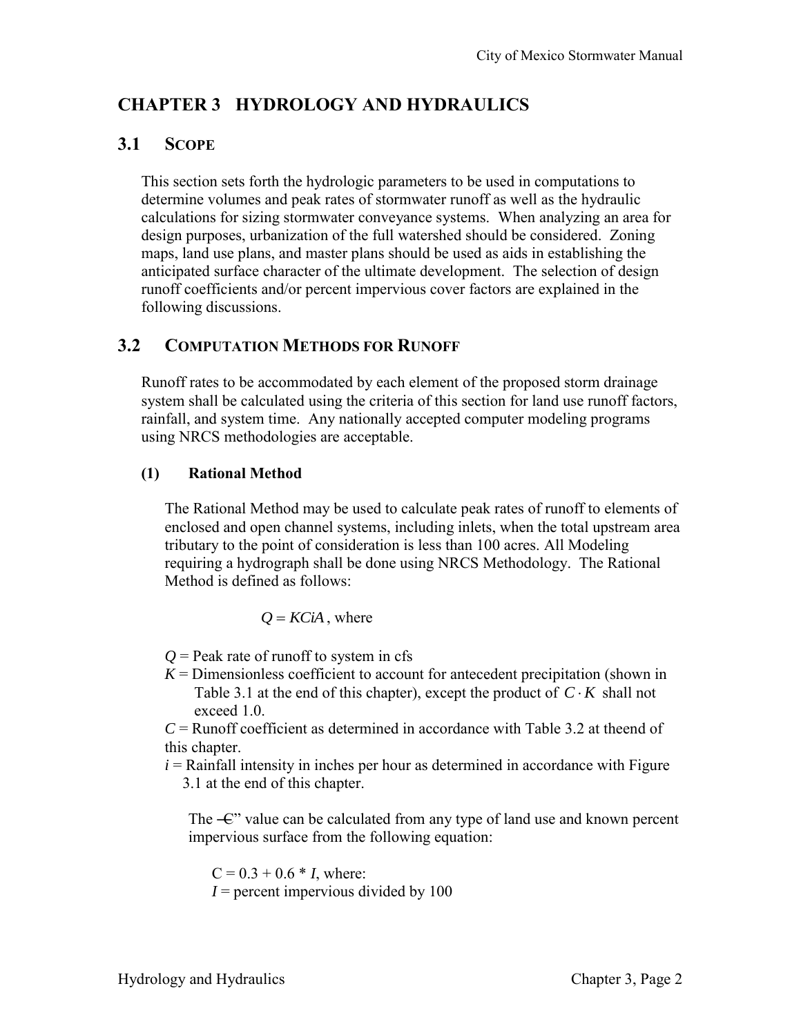# CHAPTER 3 HYDROLOGY AND HYDRAULICS

## 3.1 SCOPE

This section sets forth the hydrologic parameters to be used in computations to determine volumes and peak rates of stormwater runoff as well as the hydraulic calculations for sizing stormwater conveyance systems. When analyzing an area for design purposes, urbanization of the full watershed should be considered. Zoning maps, land use plans, and master plans should be used as aids in establishing the anticipated surface character of the ultimate development. The selection of design runoff coefficients and/or percent impervious cover factors are explained in the following discussions.

## 3.2 COMPUTATION METHODS FOR RUNOFF

Runoff rates to be accommodated by each element of the proposed storm drainage system shall be calculated using the criteria of this section for land use runoff factors, rainfall, and system time. Any nationally accepted computer modeling programs using NRCS methodologies are acceptable.

### (1) Rational Method

The Rational Method may be used to calculate peak rates of runoff to elements of enclosed and open channel systems, including inlets, when the total upstream area tributary to the point of consideration is less than 100 acres. All Modeling requiring a hydrograph shall be done using NRCS Methodology. The Rational Method is defined as follows:

$$Q = KCiA \text{, where}$$

$Q$ = Peak rate of runoff to system in cfs

$K$ = Dimensionless coefficient to account for antecedent precipitation (shown in Table 3.1 at the end of this chapter), except the product of $C \cdot K$ shall not exceed 1.0.

$C$ = Runoff coefficient as determined in accordance with Table 3.2 at theend of this chapter.

$i$ = Rainfall intensity in inches per hour as determined in accordance with Figure 3.1 at the end of this chapter.

The "C" value can be calculated from any type of land use and known percent impervious surface from the following equation:

$C = 0.3 + 0.6 * I$, where:

$I$ = percent impervious divided by 100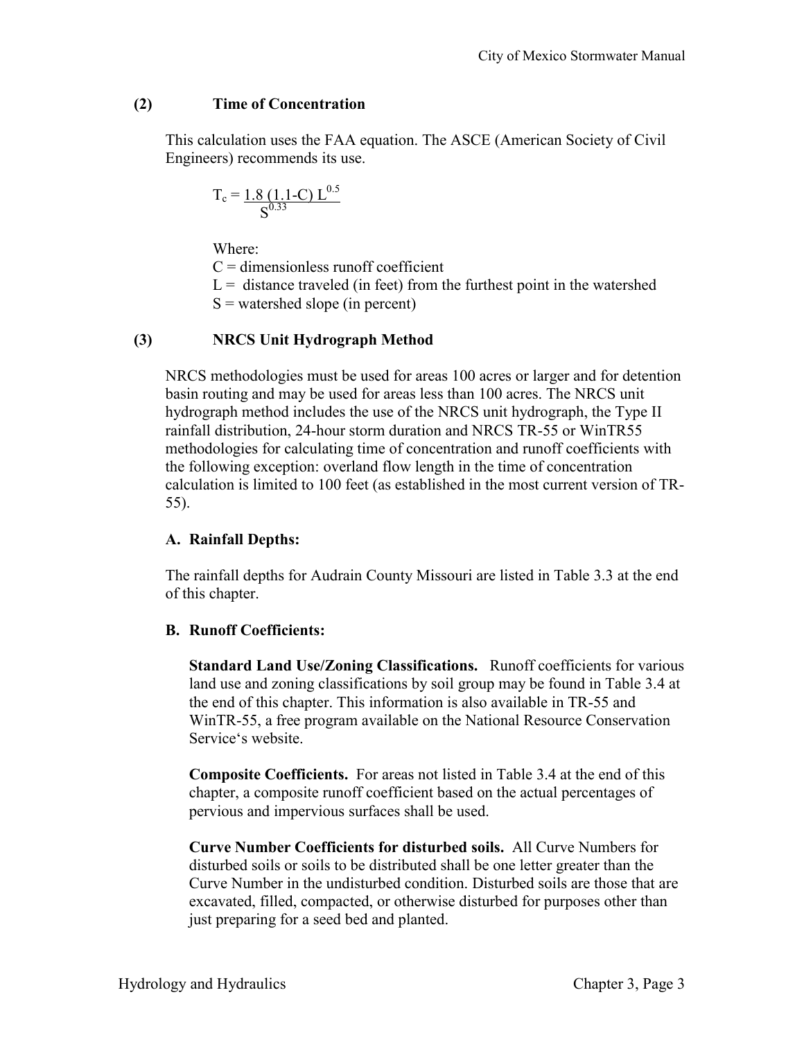### (2) Time of Concentration

This calculation uses the FAA equation. The ASCE (American Society of Civil Engineers) recommends its use.

$$T_c = \frac{1.8\,(1.1 - C)\,L^{0.5}}{S^{0.33}}$$

Where:
C = dimensionless runoff coefficient
L = distance traveled (in feet) from the furthest point in the watershed
S = watershed slope (in percent)

### (3) NRCS Unit Hydrograph Method

NRCS methodologies must be used for areas 100 acres or larger and for detention basin routing and may be used for areas less than 100 acres. The NRCS unit hydrograph method includes the use of the NRCS unit hydrograph, the Type II rainfall distribution, 24-hour storm duration and NRCS TR-55 or WinTR55 methodologies for calculating time of concentration and runoff coefficients with the following exception: overland flow length in the time of concentration calculation is limited to 100 feet (as established in the most current version of TR-55).

#### A. Rainfall Depths:

The rainfall depths for Audrain County Missouri are listed in Table 3.3 at the end of this chapter.

#### B. Runoff Coefficients:

**Standard Land Use/Zoning Classifications.** Runoff coefficients for various land use and zoning classifications by soil group may be found in Table 3.4 at the end of this chapter. This information is also available in TR-55 and WinTR-55, a free program available on the National Resource Conservation Service's website.

**Composite Coefficients.** For areas not listed in Table 3.4 at the end of this chapter, a composite runoff coefficient based on the actual percentages of pervious and impervious surfaces shall be used.

**Curve Number Coefficients for disturbed soils.** All Curve Numbers for disturbed soils or soils to be distributed shall be one letter greater than the Curve Number in the undisturbed condition. Disturbed soils are those that are excavated, filled, compacted, or otherwise disturbed for purposes other than just preparing for a seed bed and planted.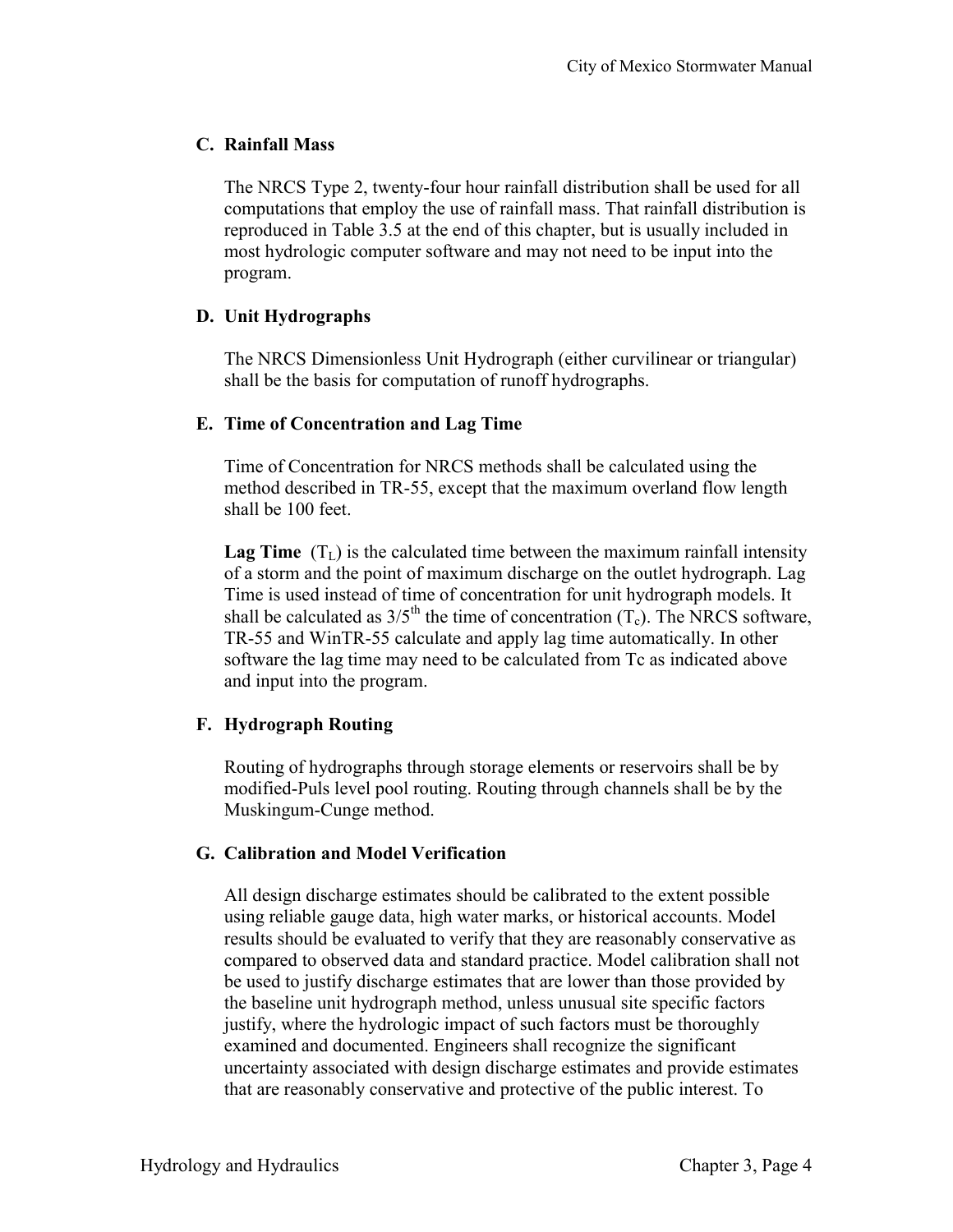### C. Rainfall Mass

The NRCS Type 2, twenty-four hour rainfall distribution shall be used for all computations that employ the use of rainfall mass. That rainfall distribution is reproduced in Table 3.5 at the end of this chapter, but is usually included in most hydrologic computer software and may not need to be input into the program.

### D. Unit Hydrographs

The NRCS Dimensionless Unit Hydrograph (either curvilinear or triangular) shall be the basis for computation of runoff hydrographs.

### E. Time of Concentration and Lag Time

Time of Concentration for NRCS methods shall be calculated using the method described in TR-55, except that the maximum overland flow length shall be 100 feet.

**Lag Time** ($T_L$) is the calculated time between the maximum rainfall intensity of a storm and the point of maximum discharge on the outlet hydrograph. Lag Time is used instead of time of concentration for unit hydrograph models. It shall be calculated as $3/5^{th}$ the time of concentration ($T_c$). The NRCS software, TR-55 and WinTR-55 calculate and apply lag time automatically. In other software the lag time may need to be calculated from Tc as indicated above and input into the program.

### F. Hydrograph Routing

Routing of hydrographs through storage elements or reservoirs shall be by modified-Puls level pool routing. Routing through channels shall be by the Muskingum-Cunge method.

### G. Calibration and Model Verification

All design discharge estimates should be calibrated to the extent possible using reliable gauge data, high water marks, or historical accounts. Model results should be evaluated to verify that they are reasonably conservative as compared to observed data and standard practice. Model calibration shall not be used to justify discharge estimates that are lower than those provided by the baseline unit hydrograph method, unless unusual site specific factors justify, where the hydrologic impact of such factors must be thoroughly examined and documented. Engineers shall recognize the significant uncertainty associated with design discharge estimates and provide estimates that are reasonably conservative and protective of the public interest. To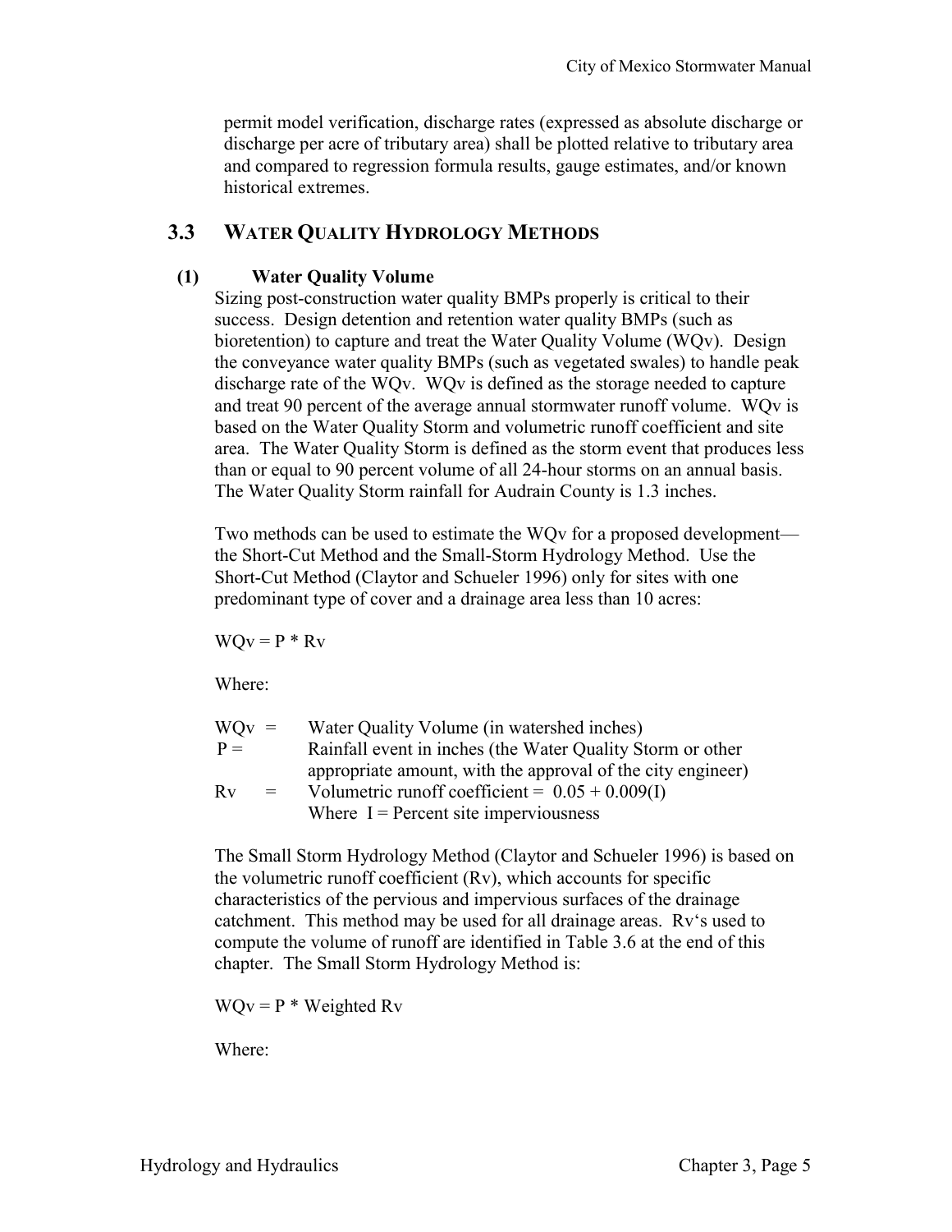permit model verification, discharge rates (expressed as absolute discharge or discharge per acre of tributary area) shall be plotted relative to tributary area and compared to regression formula results, gauge estimates, and/or known historical extremes.

## 3.3 WATER QUALITY HYDROLOGY METHODS

### (1) Water Quality Volume

Sizing post-construction water quality BMPs properly is critical to their success. Design detention and retention water quality BMPs (such as bioretention) to capture and treat the Water Quality Volume (WQv). Design the conveyance water quality BMPs (such as vegetated swales) to handle peak discharge rate of the WQv. WQv is defined as the storage needed to capture and treat 90 percent of the average annual stormwater runoff volume. WQv is based on the Water Quality Storm and volumetric runoff coefficient and site area. The Water Quality Storm is defined as the storm event that produces less than or equal to 90 percent volume of all 24-hour storms on an annual basis. The Water Quality Storm rainfall for Audrain County is 1.3 inches.

Two methods can be used to estimate the WQv for a proposed development—the Short-Cut Method and the Small-Storm Hydrology Method. Use the Short-Cut Method (Claytor and Schueler 1996) only for sites with one predominant type of cover and a drainage area less than 10 acres:

$$WQv = P * Rv$$

Where:

WQv = Water Quality Volume (in watershed inches)

P = Rainfall event in inches (the Water Quality Storm or other appropriate amount, with the approval of the city engineer)

Rv = Volumetric runoff coefficient = $0.05 + 0.009(I)$
Where I = Percent site imperviousness

The Small Storm Hydrology Method (Claytor and Schueler 1996) is based on the volumetric runoff coefficient (Rv), which accounts for specific characteristics of the pervious and impervious surfaces of the drainage catchment. This method may be used for all drainage areas. Rv's used to compute the volume of runoff are identified in Table 3.6 at the end of this chapter. The Small Storm Hydrology Method is:

$$WQv = P * \text{Weighted } Rv$$

Where: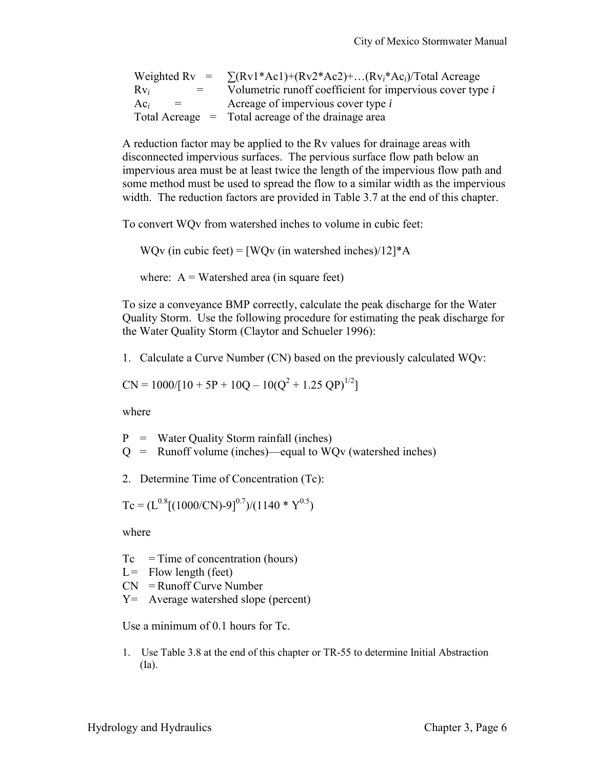Weighted Rv = $\sum(Rv1*Ac1)+(Rv2*Ac2)+\ldots(Rv_i*Ac_i)$/Total Acreage
$Rv_i$ = Volumetric runoff coefficient for impervious cover type *i*
$Ac_i$ = Acreage of impervious cover type *i*
Total Acreage = Total acreage of the drainage area

A reduction factor may be applied to the Rv values for drainage areas with disconnected impervious surfaces. The pervious surface flow path below an impervious area must be at least twice the length of the impervious flow path and some method must be used to spread the flow to a similar width as the impervious width. The reduction factors are provided in Table 3.7 at the end of this chapter.

To convert WQv from watershed inches to volume in cubic feet:

WQv (in cubic feet) = [WQv (in watershed inches)/12]*A

where: A = Watershed area (in square feet)

To size a conveyance BMP correctly, calculate the peak discharge for the Water Quality Storm. Use the following procedure for estimating the peak discharge for the Water Quality Storm (Claytor and Schueler 1996):

1. Calculate a Curve Number (CN) based on the previously calculated WQv:

$$CN = 1000/[10 + 5P + 10Q - 10(Q^2 + 1.25\,QP)^{1/2}]$$

where

P = Water Quality Storm rainfall (inches)
Q = Runoff volume (inches)—equal to WQv (watershed inches)

2. Determine Time of Concentration (Tc):

$$Tc = (L^{0.8}[(1000/CN)-9]^{0.7})/(1140 * Y^{0.5})$$

where

Tc = Time of concentration (hours)
L = Flow length (feet)
CN = Runoff Curve Number
Y = Average watershed slope (percent)

Use a minimum of 0.1 hours for Tc.

1. Use Table 3.8 at the end of this chapter or TR-55 to determine Initial Abstraction (Ia).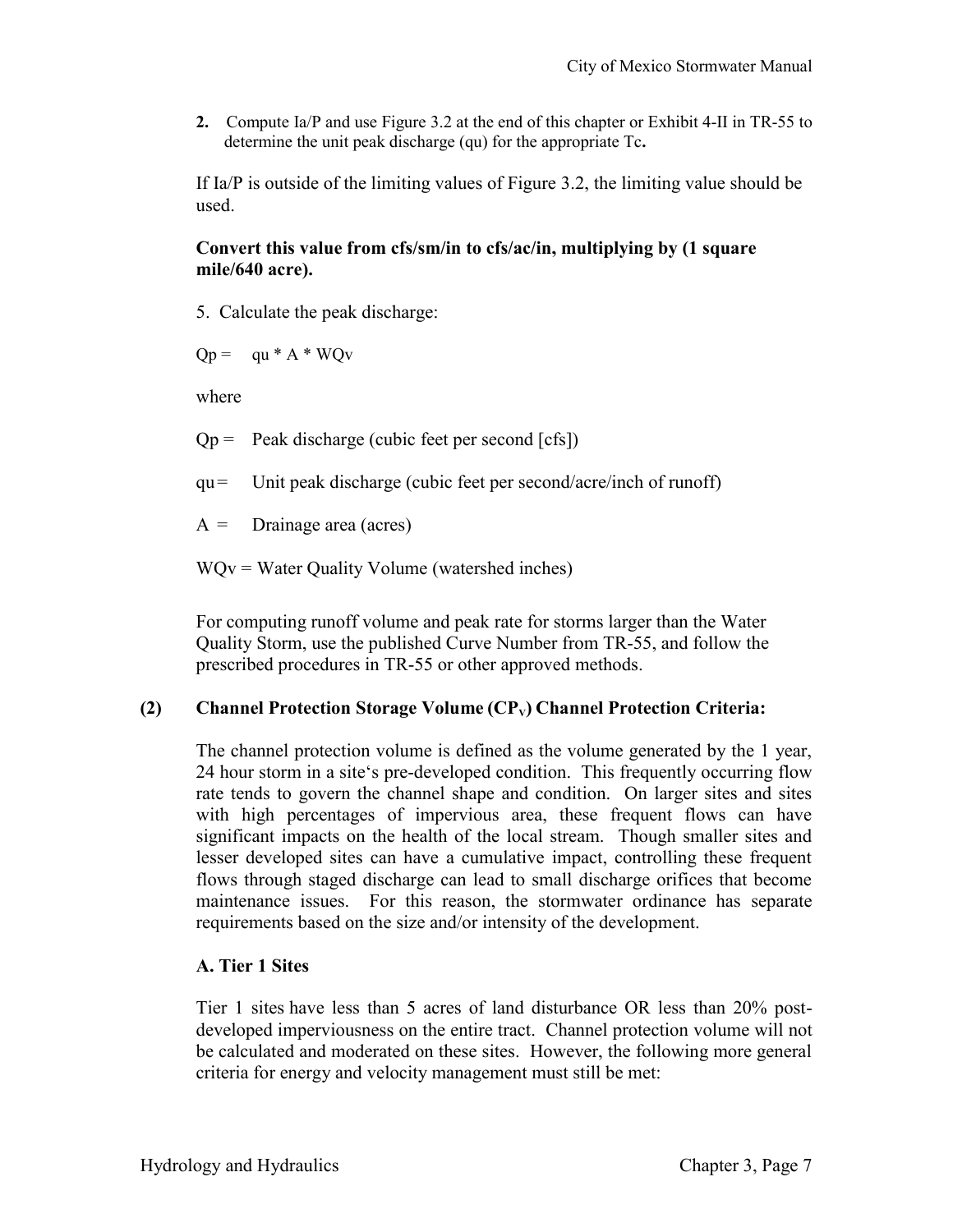2. Compute Ia/P and use Figure 3.2 at the end of this chapter or Exhibit 4-II in TR-55 to determine the unit peak discharge (qu) for the appropriate Tc**.**

If Ia/P is outside of the limiting values of Figure 3.2, the limiting value should be used.

**Convert this value from cfs/sm/in to cfs/ac/in, multiplying by (1 square mile/640 acre).**

5. Calculate the peak discharge:

Qp = qu * A * WQv

where

Qp = Peak discharge (cubic feet per second [cfs])

qu = Unit peak discharge (cubic feet per second/acre/inch of runoff)

A = Drainage area (acres)

WQv = Water Quality Volume (watershed inches)

For computing runoff volume and peak rate for storms larger than the Water Quality Storm, use the published Curve Number from TR-55, and follow the prescribed procedures in TR-55 or other approved methods.

### (2) Channel Protection Storage Volume ($CP_v$) Channel Protection Criteria:

The channel protection volume is defined as the volume generated by the 1 year, 24 hour storm in a site's pre-developed condition. This frequently occurring flow rate tends to govern the channel shape and condition. On larger sites and sites with high percentages of impervious area, these frequent flows can have significant impacts on the health of the local stream. Though smaller sites and lesser developed sites can have a cumulative impact, controlling these frequent flows through staged discharge can lead to small discharge orifices that become maintenance issues. For this reason, the stormwater ordinance has separate requirements based on the size and/or intensity of the development.

#### A. Tier 1 Sites

Tier 1 sites have less than 5 acres of land disturbance OR less than 20% post-developed imperviousness on the entire tract. Channel protection volume will not be calculated and moderated on these sites. However, the following more general criteria for energy and velocity management must still be met: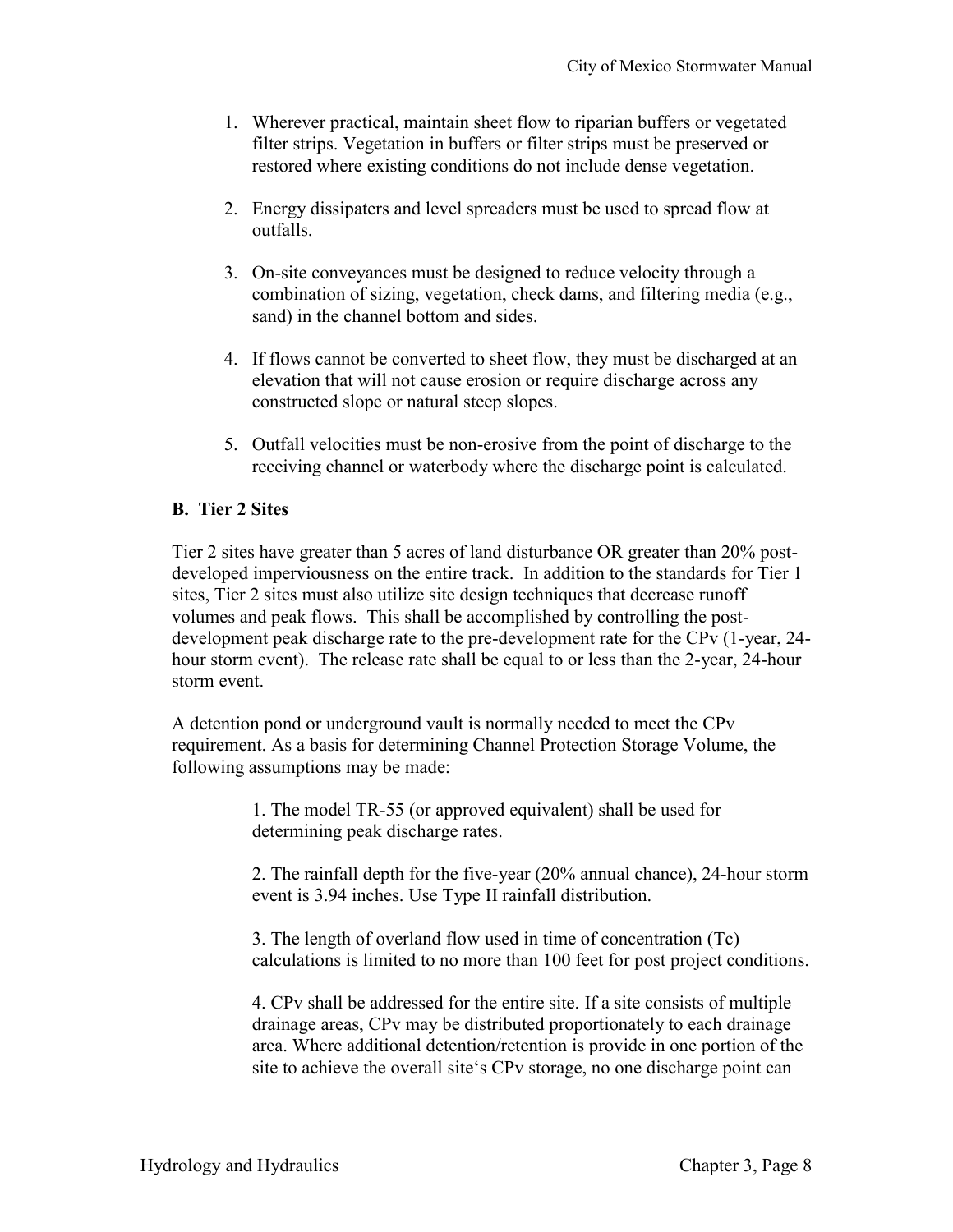1. Wherever practical, maintain sheet flow to riparian buffers or vegetated filter strips. Vegetation in buffers or filter strips must be preserved or restored where existing conditions do not include dense vegetation.

2. Energy dissipaters and level spreaders must be used to spread flow at outfalls.

3. On-site conveyances must be designed to reduce velocity through a combination of sizing, vegetation, check dams, and filtering media (e.g., sand) in the channel bottom and sides.

4. If flows cannot be converted to sheet flow, they must be discharged at an elevation that will not cause erosion or require discharge across any constructed slope or natural steep slopes.

5. Outfall velocities must be non-erosive from the point of discharge to the receiving channel or waterbody where the discharge point is calculated.

### B. Tier 2 Sites

Tier 2 sites have greater than 5 acres of land disturbance OR greater than 20% post-developed imperviousness on the entire track. In addition to the standards for Tier 1 sites, Tier 2 sites must also utilize site design techniques that decrease runoff volumes and peak flows. This shall be accomplished by controlling the post-development peak discharge rate to the pre-development rate for the CPv (1-year, 24-hour storm event). The release rate shall be equal to or less than the 2-year, 24-hour storm event.

A detention pond or underground vault is normally needed to meet the CPv requirement. As a basis for determining Channel Protection Storage Volume, the following assumptions may be made:

1. The model TR-55 (or approved equivalent) shall be used for determining peak discharge rates.

2. The rainfall depth for the five-year (20% annual chance), 24-hour storm event is 3.94 inches. Use Type II rainfall distribution.

3. The length of overland flow used in time of concentration (Tc) calculations is limited to no more than 100 feet for post project conditions.

4. CPv shall be addressed for the entire site. If a site consists of multiple drainage areas, CPv may be distributed proportionately to each drainage area. Where additional detention/retention is provide in one portion of the site to achieve the overall site's CPv storage, no one discharge point can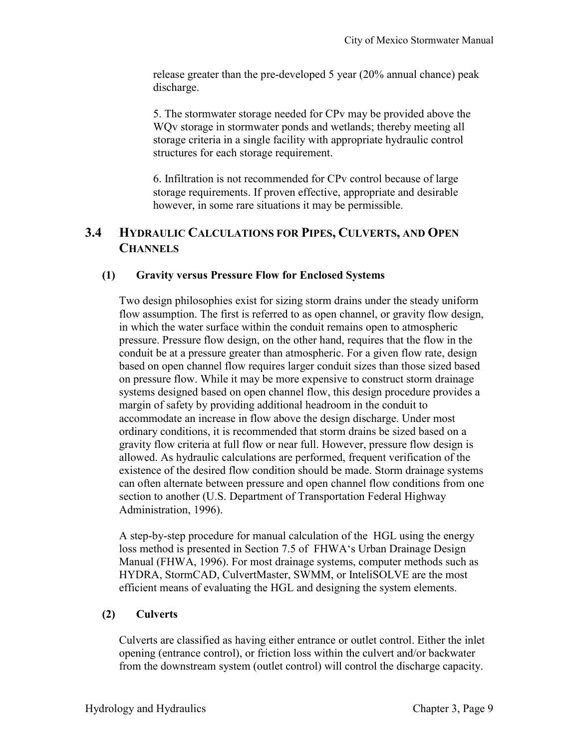release greater than the pre-developed 5 year (20% annual chance) peak discharge.

5. The stormwater storage needed for CPv may be provided above the WQv storage in stormwater ponds and wetlands; thereby meeting all storage criteria in a single facility with appropriate hydraulic control structures for each storage requirement.

6. Infiltration is not recommended for CPv control because of large storage requirements. If proven effective, appropriate and desirable however, in some rare situations it may be permissible.

## 3.4 HYDRAULIC CALCULATIONS FOR PIPES, CULVERTS, AND OPEN CHANNELS

### (1) Gravity versus Pressure Flow for Enclosed Systems

Two design philosophies exist for sizing storm drains under the steady uniform flow assumption. The first is referred to as open channel, or gravity flow design, in which the water surface within the conduit remains open to atmospheric pressure. Pressure flow design, on the other hand, requires that the flow in the conduit be at a pressure greater than atmospheric. For a given flow rate, design based on open channel flow requires larger conduit sizes than those sized based on pressure flow. While it may be more expensive to construct storm drainage systems designed based on open channel flow, this design procedure provides a margin of safety by providing additional headroom in the conduit to accommodate an increase in flow above the design discharge. Under most ordinary conditions, it is recommended that storm drains be sized based on a gravity flow criteria at full flow or near full. However, pressure flow design is allowed. As hydraulic calculations are performed, frequent verification of the existence of the desired flow condition should be made. Storm drainage systems can often alternate between pressure and open channel flow conditions from one section to another (U.S. Department of Transportation Federal Highway Administration, 1996).

A step-by-step procedure for manual calculation of the HGL using the energy loss method is presented in Section 7.5 of FHWA's Urban Drainage Design Manual (FHWA, 1996). For most drainage systems, computer methods such as HYDRA, StormCAD, CulvertMaster, SWMM, or InteliSOLVE are the most efficient means of evaluating the HGL and designing the system elements.

### (2) Culverts

Culverts are classified as having either entrance or outlet control. Either the inlet opening (entrance control), or friction loss within the culvert and/or backwater from the downstream system (outlet control) will control the discharge capacity.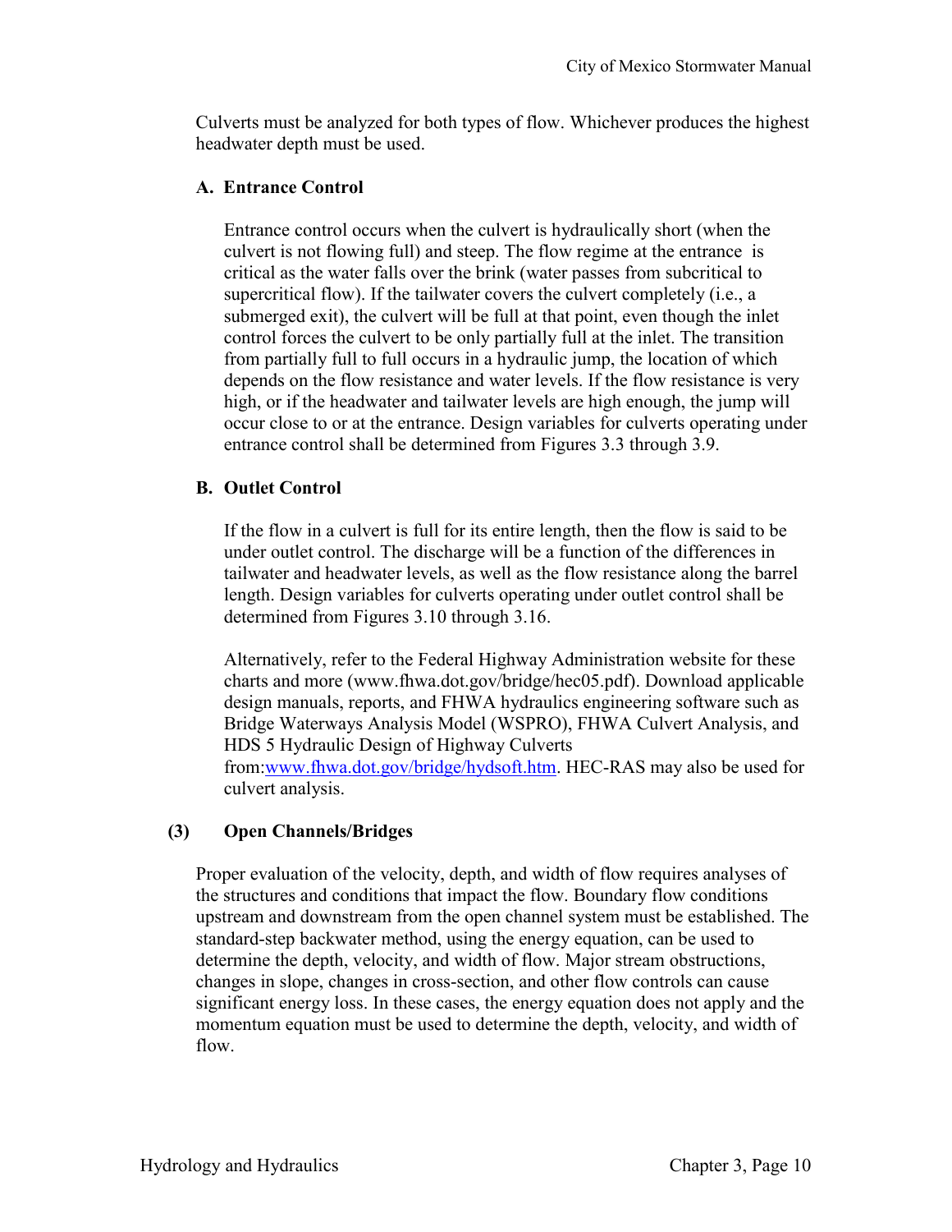Culverts must be analyzed for both types of flow. Whichever produces the highest headwater depth must be used.

### A. Entrance Control

Entrance control occurs when the culvert is hydraulically short (when the culvert is not flowing full) and steep. The flow regime at the entrance is critical as the water falls over the brink (water passes from subcritical to supercritical flow). If the tailwater covers the culvert completely (i.e., a submerged exit), the culvert will be full at that point, even though the inlet control forces the culvert to be only partially full at the inlet. The transition from partially full to full occurs in a hydraulic jump, the location of which depends on the flow resistance and water levels. If the flow resistance is very high, or if the headwater and tailwater levels are high enough, the jump will occur close to or at the entrance. Design variables for culverts operating under entrance control shall be determined from Figures 3.3 through 3.9.

### B. Outlet Control

If the flow in a culvert is full for its entire length, then the flow is said to be under outlet control. The discharge will be a function of the differences in tailwater and headwater levels, as well as the flow resistance along the barrel length. Design variables for culverts operating under outlet control shall be determined from Figures 3.10 through 3.16.

Alternatively, refer to the Federal Highway Administration website for these charts and more (www.fhwa.dot.gov/bridge/hec05.pdf). Download applicable design manuals, reports, and FHWA hydraulics engineering software such as Bridge Waterways Analysis Model (WSPRO), FHWA Culvert Analysis, and HDS 5 Hydraulic Design of Highway Culverts from:[www.fhwa.dot.gov/bridge/hydsoft.htm](www.fhwa.dot.gov/bridge/hydsoft.htm). HEC-RAS may also be used for culvert analysis.

## (3) Open Channels/Bridges

Proper evaluation of the velocity, depth, and width of flow requires analyses of the structures and conditions that impact the flow. Boundary flow conditions upstream and downstream from the open channel system must be established. The standard-step backwater method, using the energy equation, can be used to determine the depth, velocity, and width of flow. Major stream obstructions, changes in slope, changes in cross-section, and other flow controls can cause significant energy loss. In these cases, the energy equation does not apply and the momentum equation must be used to determine the depth, velocity, and width of flow.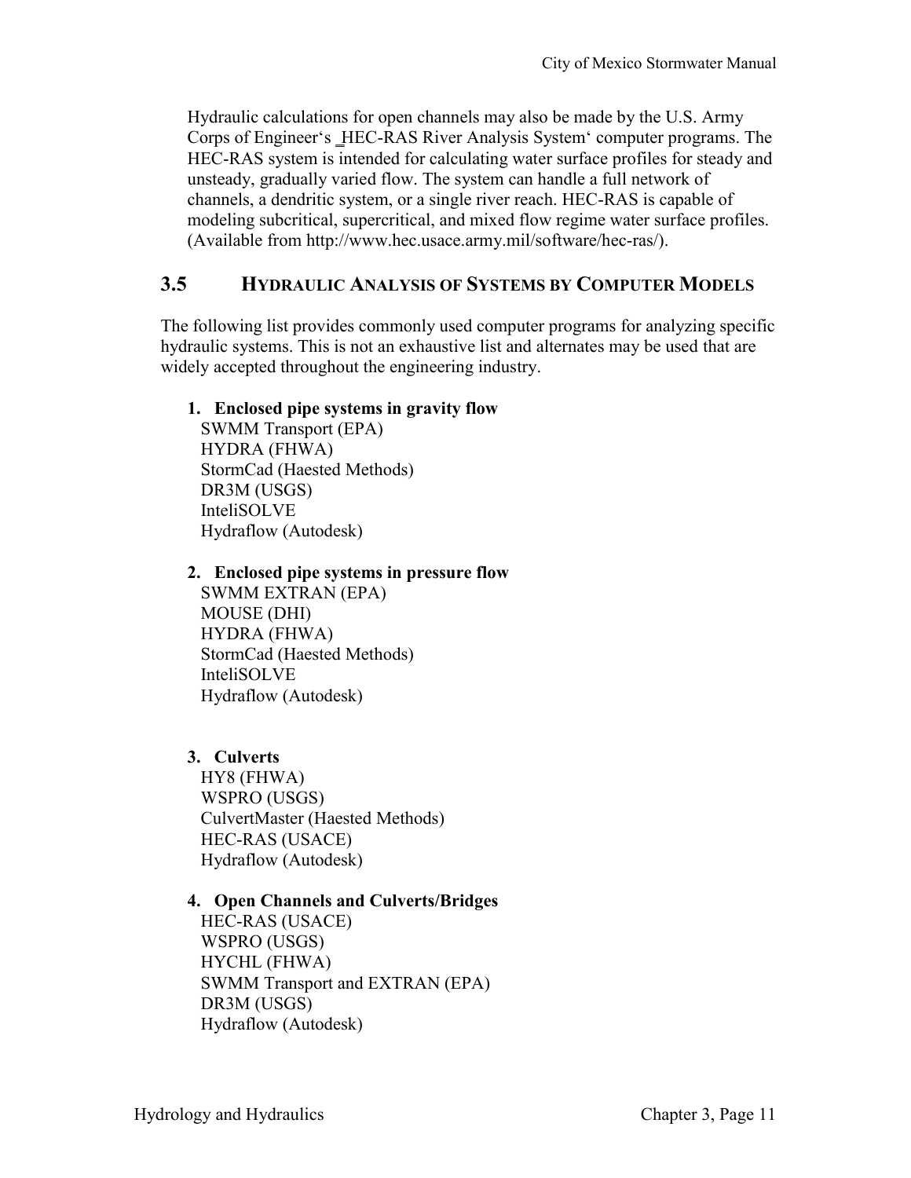Hydraulic calculations for open channels may also be made by the U.S. Army Corps of Engineer's ‗HEC-RAS River Analysis System' computer programs. The HEC-RAS system is intended for calculating water surface profiles for steady and unsteady, gradually varied flow. The system can handle a full network of channels, a dendritic system, or a single river reach. HEC-RAS is capable of modeling subcritical, supercritical, and mixed flow regime water surface profiles. (Available from http://www.hec.usace.army.mil/software/hec-ras/).

## 3.5 HYDRAULIC ANALYSIS OF SYSTEMS BY COMPUTER MODELS

The following list provides commonly used computer programs for analyzing specific hydraulic systems. This is not an exhaustive list and alternates may be used that are widely accepted throughout the engineering industry.

1. **Enclosed pipe systems in gravity flow**
   SWMM Transport (EPA)
   HYDRA (FHWA)
   StormCad (Haested Methods)
   DR3M (USGS)
   InteliSOLVE
   Hydraflow (Autodesk)

2. **Enclosed pipe systems in pressure flow**
   SWMM EXTRAN (EPA)
   MOUSE (DHI)
   HYDRA (FHWA)
   StormCad (Haested Methods)
   InteliSOLVE
   Hydraflow (Autodesk)

3. **Culverts**
   HY8 (FHWA)
   WSPRO (USGS)
   CulvertMaster (Haested Methods)
   HEC-RAS (USACE)
   Hydraflow (Autodesk)

4. **Open Channels and Culverts/Bridges**
   HEC-RAS (USACE)
   WSPRO (USGS)
   HYCHL (FHWA)
   SWMM Transport and EXTRAN (EPA)
   DR3M (USGS)
   Hydraflow (Autodesk)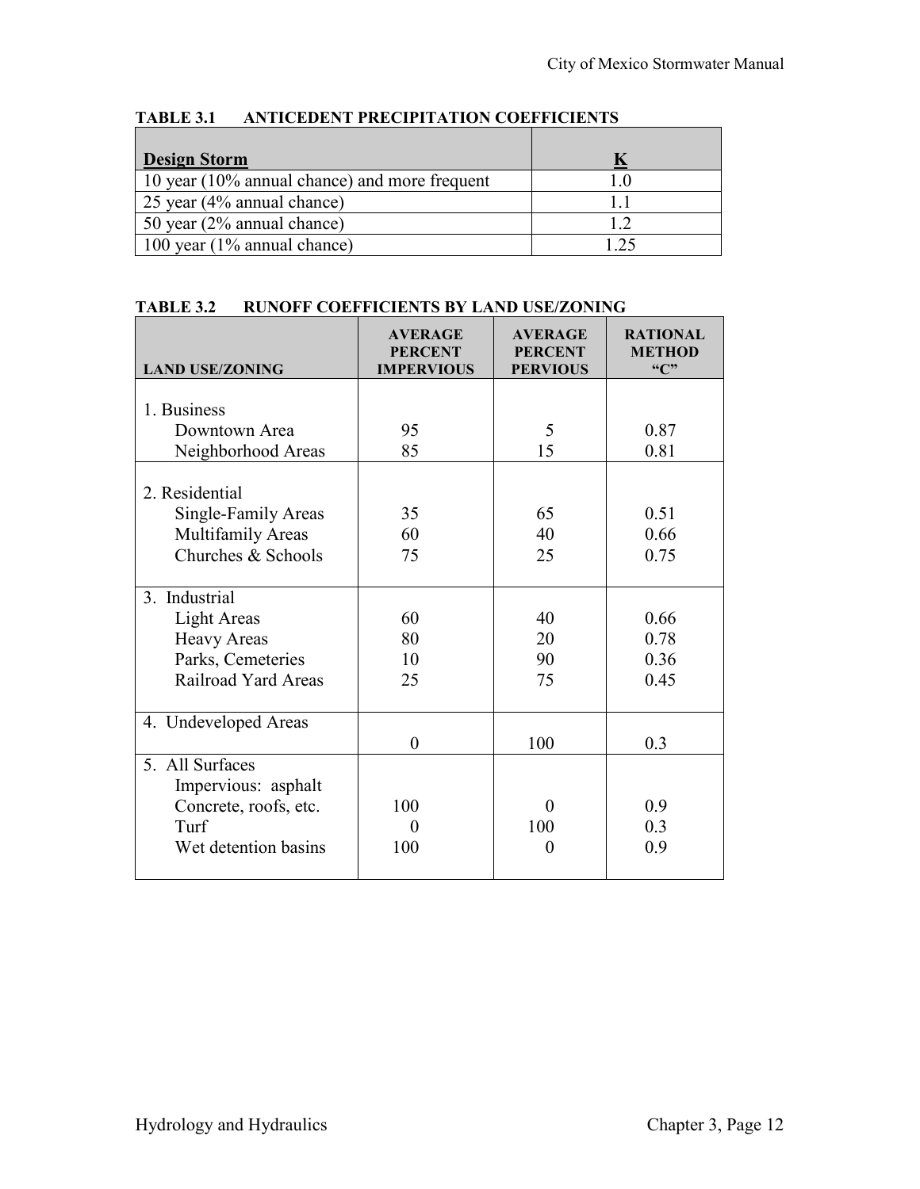**TABLE 3.1 ANTICEDENT PRECIPITATION COEFFICIENTS**

| Design Storm | K |
|---|---|
| 10 year (10% annual chance) and more frequent | 1.0 |
| 25 year (4% annual chance) | 1.1 |
| 50 year (2% annual chance) | 1.2 |
| 100 year (1% annual chance) | 1.25 |

**TABLE 3.2 RUNOFF COEFFICIENTS BY LAND USE/ZONING**

| LAND USE/ZONING | AVERAGE PERCENT IMPERVIOUS | AVERAGE PERCENT PERVIOUS | RATIONAL METHOD "C" |
|---|---|---|---|
| 1. Business | | | |
| Downtown Area | 95 | 5 | 0.87 |
| Neighborhood Areas | 85 | 15 | 0.81 |
| 2. Residential | | | |
| Single-Family Areas | 35 | 65 | 0.51 |
| Multifamily Areas | 60 | 40 | 0.66 |
| Churches & Schools | 75 | 25 | 0.75 |
| 3. Industrial | | | |
| Light Areas | 60 | 40 | 0.66 |
| Heavy Areas | 80 | 20 | 0.78 |
| Parks, Cemeteries | 10 | 90 | 0.36 |
| Railroad Yard Areas | 25 | 75 | 0.45 |
| 4. Undeveloped Areas | 0 | 100 | 0.3 |
| 5. All Surfaces | | | |
| Impervious: asphalt Concrete, roofs, etc. | 100 | 0 | 0.9 |
| Turf | 0 | 100 | 0.3 |
| Wet detention basins | 100 | 0 | 0.9 |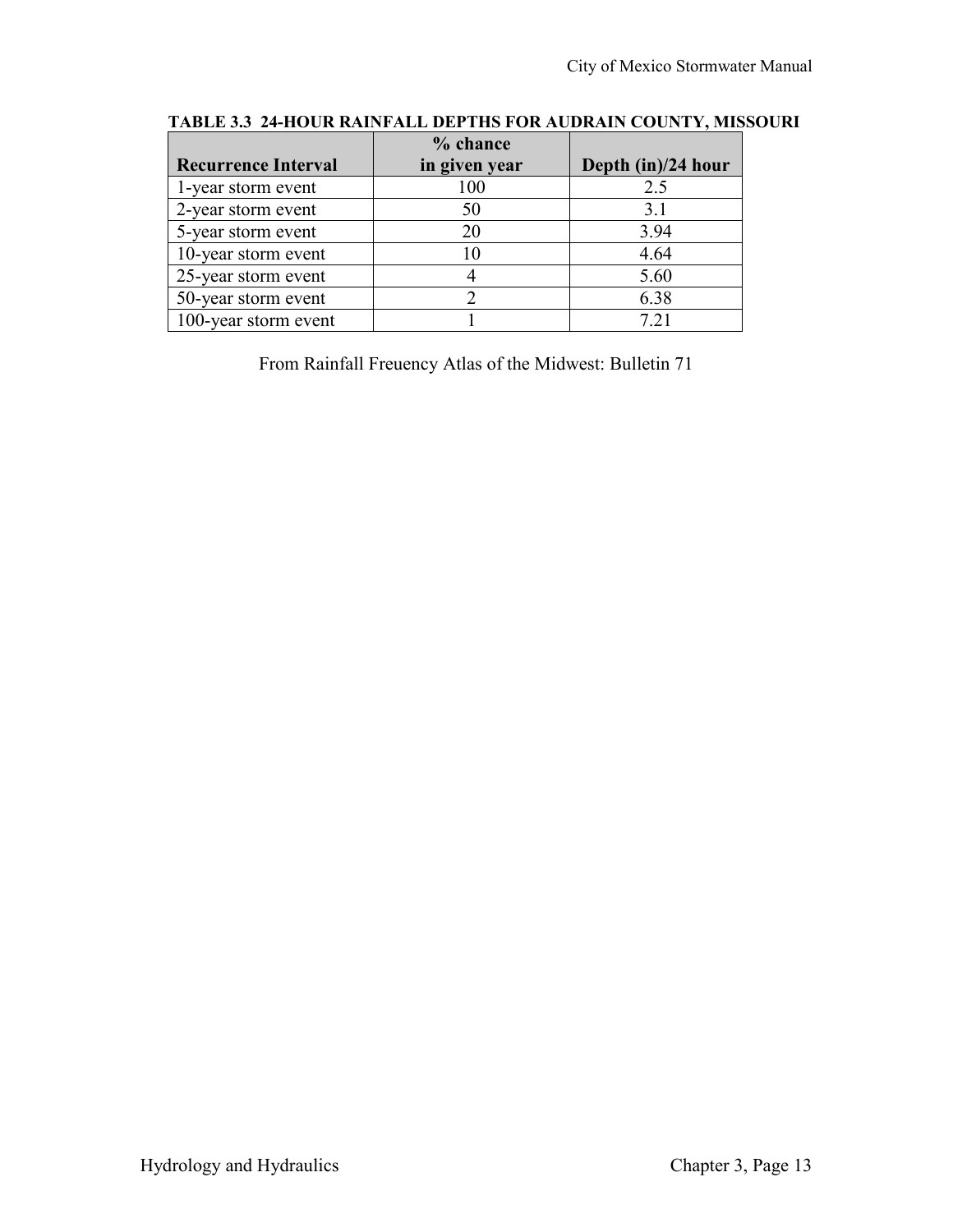**TABLE 3.3 24-HOUR RAINFALL DEPTHS FOR AUDRAIN COUNTY, MISSOURI**

| Recurrence Interval | % chance in given year | Depth (in)/24 hour |
|---|---|---|
| 1-year storm event | 100 | 2.5 |
| 2-year storm event | 50 | 3.1 |
| 5-year storm event | 20 | 3.94 |
| 10-year storm event | 10 | 4.64 |
| 25-year storm event | 4 | 5.60 |
| 50-year storm event | 2 | 6.38 |
| 100-year storm event | 1 | 7.21 |

From Rainfall Freuency Atlas of the Midwest: Bulletin 71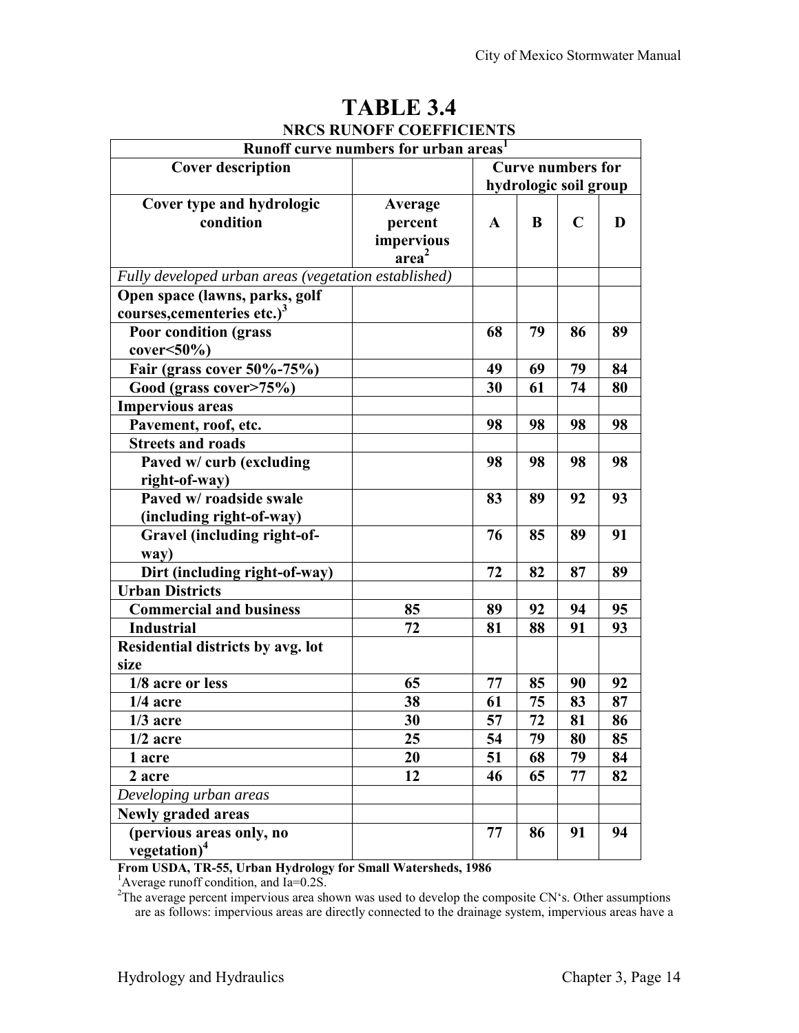// The "1/2 acre" row reads 54 | 79 | 80 | 85 on the page; it is kept as printed, not corrected.
# TABLE 3.4

## NRCS RUNOFF COEFFICIENTS

| Runoff curve numbers for urban areas[1] | | | | | |
|---|---|---|---|---|---|
| **Cover description** | | **Curve numbers for hydrologic soil group** | | | |
| **Cover type and hydrologic condition** | **Average percent impervious area[2]** | **A** | **B** | **C** | **D** |
| *Fully developed urban areas (vegetation established)* | | | | | |
| **Open space (lawns, parks, golf courses,cementeries etc.)[3]** | | | | | |
| **Poor condition (grass cover<50%)** | | **68** | **79** | **86** | **89** |
| **Fair (grass cover 50%-75%)** | | **49** | **69** | **79** | **84** |
| **Good (grass cover>75%)** | | **30** | **61** | **74** | **80** |
| **Impervious areas** | | | | | |
| **Pavement, roof, etc.** | | **98** | **98** | **98** | **98** |
| **Streets and roads** | | | | | |
| **Paved w/ curb (excluding right-of-way)** | | **98** | **98** | **98** | **98** |
| **Paved w/ roadside swale (including right-of-way)** | | **83** | **89** | **92** | **93** |
| **Gravel (including right-of-way)** | | **76** | **85** | **89** | **91** |
| **Dirt (including right-of-way)** | | **72** | **82** | **87** | **89** |
| **Urban Districts** | | | | | |
| **Commercial and business** | **85** | **89** | **92** | **94** | **95** |
| **Industrial** | **72** | **81** | **88** | **91** | **93** |
| **Residential districts by avg. lot size** | | | | | |
| **1/8 acre or less** | **65** | **77** | **85** | **90** | **92** |
| **1/4 acre** | **38** | **61** | **75** | **83** | **87** |
| **1/3 acre** | **30** | **57** | **72** | **81** | **86** |
| **1/2 acre** | **25** | **54** | **79** | **80** | **85** |
| **1 acre** | **20** | **51** | **68** | **79** | **84** |
| **2 acre** | **12** | **46** | **65** | **77** | **82** |
| *Developing urban areas* | | | | | |
| **Newly graded areas** | | | | | |
| **(pervious areas only, no vegetation)[4]** | | **77** | **86** | **91** | **94** |

**From USDA, TR-55, Urban Hydrology for Small Watersheds, 1986**

[1]Average runoff condition, and Ia=0.2S.

[2]The average percent impervious area shown was used to develop the composite CN's. Other assumptions are as follows: impervious areas are directly connected to the drainage system, impervious areas have a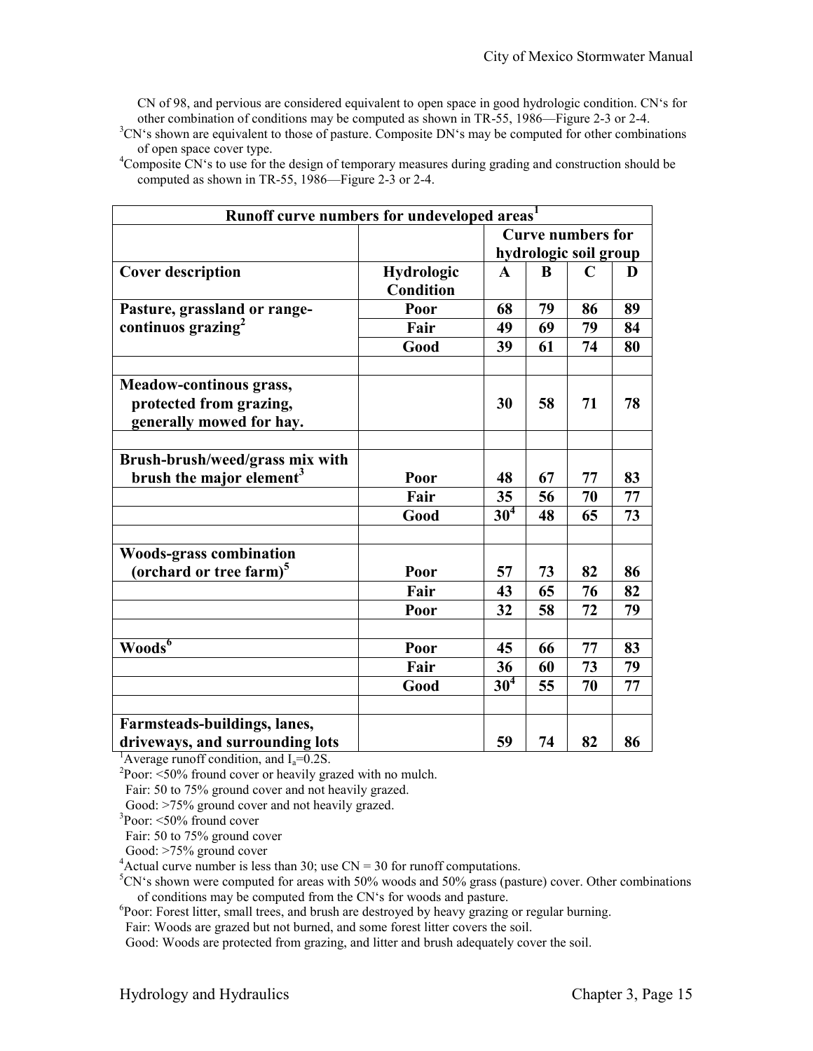CN of 98, and pervious are considered equivalent to open space in good hydrologic condition. CN's for other combination of conditions may be computed as shown in TR-55, 1986—Figure 2-3 or 2-4.

[3]CN's shown are equivalent to those of pasture. Composite DN's may be computed for other combinations of open space cover type.

[4]Composite CN's to use for the design of temporary measures during grading and construction should be computed as shown in TR-55, 1986—Figure 2-3 or 2-4.

| **Runoff curve numbers for undeveloped areas[1]** | | | | | |
|---|---|---|---|---|---|
| | | **Curve numbers for hydrologic soil group** | | | |
| **Cover description** | **Hydrologic Condition** | **A** | **B** | **C** | **D** |
| **Pasture, grassland or range-continuos grazing[2]** | **Poor** | **68** | **79** | **86** | **89** |
| | **Fair** | **49** | **69** | **79** | **84** |
| | **Good** | **39** | **61** | **74** | **80** |
| | | | | | |
| **Meadow-continous grass, protected from grazing, generally mowed for hay.** | | **30** | **58** | **71** | **78** |
| | | | | | |
| **Brush-brush/weed/grass mix with brush the major element[3]** | **Poor** | **48** | **67** | **77** | **83** |
| | **Fair** | **35** | **56** | **70** | **77** |
| | **Good** | **30[4]** | **48** | **65** | **73** |
| | | | | | |
| **Woods-grass combination (orchard or tree farm)[5]** | **Poor** | **57** | **73** | **82** | **86** |
| | **Fair** | **43** | **65** | **76** | **82** |
| | **Poor** | **32** | **58** | **72** | **79** |
| | | | | | |
| **Woods[6]** | **Poor** | **45** | **66** | **77** | **83** |
| | **Fair** | **36** | **60** | **73** | **79** |
| | **Good** | **30[4]** | **55** | **70** | **77** |
| | | | | | |
| **Farmsteads-buildings, lanes, driveways, and surrounding lots** | | **59** | **74** | **82** | **86** |

[1]Average runoff condition, and $I_a$=0.2S.

[2]Poor: <50% fround cover or heavily grazed with no mulch.
Fair: 50 to 75% ground cover and not heavily grazed.
Good: >75% ground cover and not heavily grazed.

[3]Poor: <50% fround cover
Fair: 50 to 75% ground cover
Good: >75% ground cover

[4]Actual curve number is less than 30; use CN = 30 for runoff computations.

[5]CN's shown were computed for areas with 50% woods and 50% grass (pasture) cover. Other combinations of conditions may be computed from the CN's for woods and pasture.

[6]Poor: Forest litter, small trees, and brush are destroyed by heavy grazing or regular burning.
Fair: Woods are grazed but not burned, and some forest litter covers the soil.
Good: Woods are protected from grazing, and litter and brush adequately cover the soil.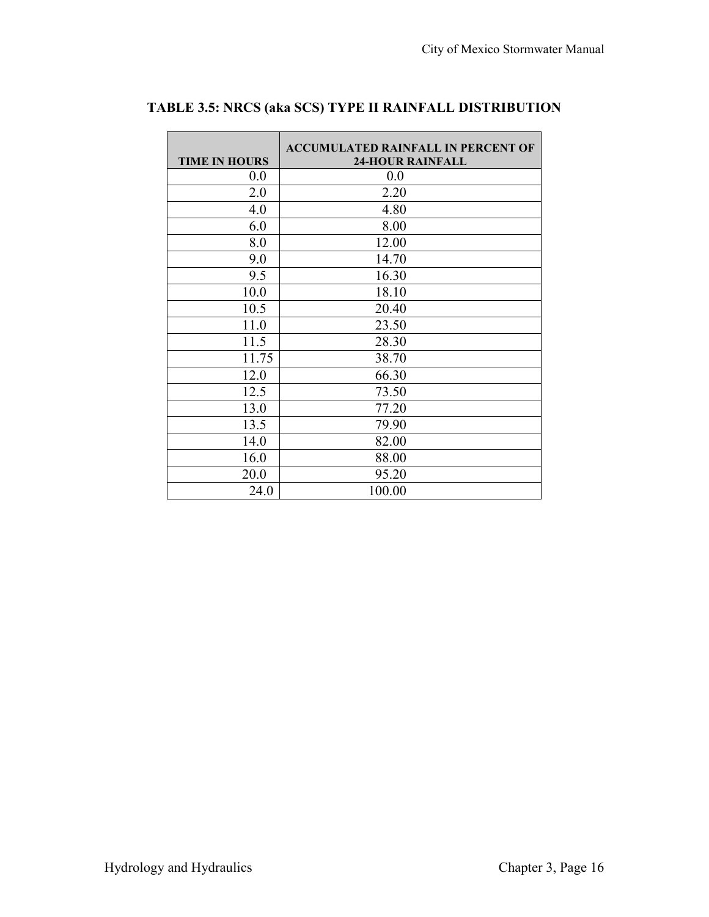**TABLE 3.5: NRCS (aka SCS) TYPE II RAINFALL DISTRIBUTION**

| TIME IN HOURS | ACCUMULATED RAINFALL IN PERCENT OF 24-HOUR RAINFALL |
|---|---|
| 0.0 | 0.0 |
| 2.0 | 2.20 |
| 4.0 | 4.80 |
| 6.0 | 8.00 |
| 8.0 | 12.00 |
| 9.0 | 14.70 |
| 9.5 | 16.30 |
| 10.0 | 18.10 |
| 10.5 | 20.40 |
| 11.0 | 23.50 |
| 11.5 | 28.30 |
| 11.75 | 38.70 |
| 12.0 | 66.30 |
| 12.5 | 73.50 |
| 13.0 | 77.20 |
| 13.5 | 79.90 |
| 14.0 | 82.00 |
| 16.0 | 88.00 |
| 20.0 | 95.20 |
| 24.0 | 100.00 |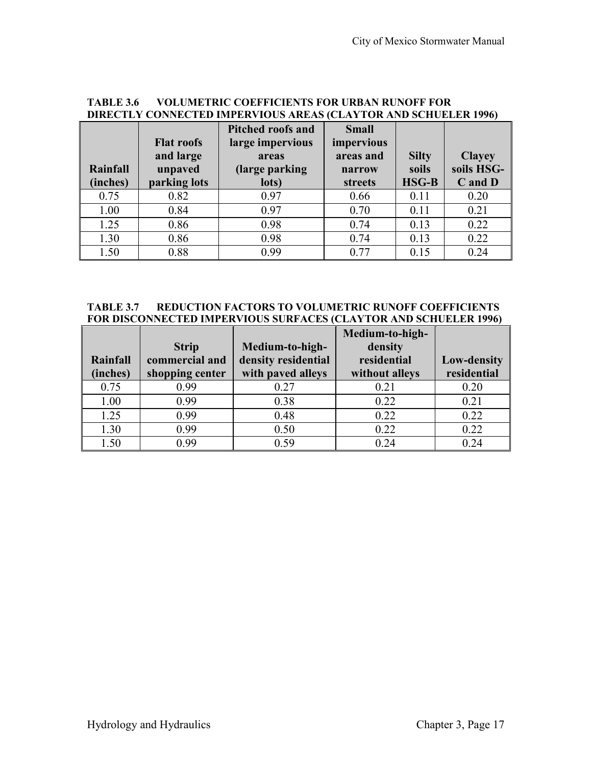**TABLE 3.6 VOLUMETRIC COEFFICIENTS FOR URBAN RUNOFF FOR DIRECTLY CONNECTED IMPERVIOUS AREAS (CLAYTOR AND SCHUELER 1996)**

| Rainfall (inches) | Flat roofs and large unpaved parking lots | Pitched roofs and large impervious areas (large parking lots) | Small impervious areas and narrow streets | Silty soils HSG-B | Clayey soils HSG-C and D |
|---|---|---|---|---|---|
| 0.75 | 0.82 | 0.97 | 0.66 | 0.11 | 0.20 |
| 1.00 | 0.84 | 0.97 | 0.70 | 0.11 | 0.21 |
| 1.25 | 0.86 | 0.98 | 0.74 | 0.13 | 0.22 |
| 1.30 | 0.86 | 0.98 | 0.74 | 0.13 | 0.22 |
| 1.50 | 0.88 | 0.99 | 0.77 | 0.15 | 0.24 |

**TABLE 3.7 REDUCTION FACTORS TO VOLUMETRIC RUNOFF COEFFICIENTS FOR DISCONNECTED IMPERVIOUS SURFACES (CLAYTOR AND SCHUELER 1996)**

| Rainfall (inches) | Strip commercial and shopping center | Medium-to-high-density residential with paved alleys | Medium-to-high-density residential without alleys | Low-density residential |
|---|---|---|---|---|
| 0.75 | 0.99 | 0.27 | 0.21 | 0.20 |
| 1.00 | 0.99 | 0.38 | 0.22 | 0.21 |
| 1.25 | 0.99 | 0.48 | 0.22 | 0.22 |
| 1.30 | 0.99 | 0.50 | 0.22 | 0.22 |
| 1.50 | 0.99 | 0.59 | 0.24 | 0.24 |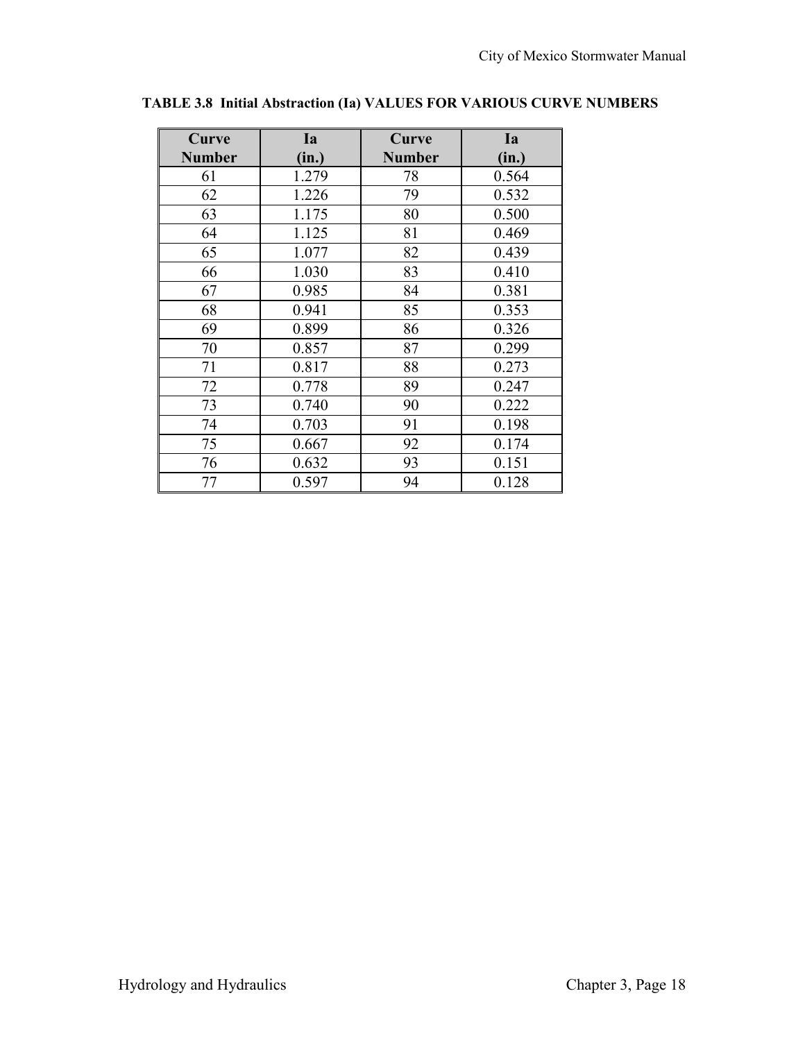**TABLE 3.8 Initial Abstraction (Ia) VALUES FOR VARIOUS CURVE NUMBERS**

| Curve Number | Ia (in.) | Curve Number | Ia (in.) |
|---|---|---|---|
| 61 | 1.279 | 78 | 0.564 |
| 62 | 1.226 | 79 | 0.532 |
| 63 | 1.175 | 80 | 0.500 |
| 64 | 1.125 | 81 | 0.469 |
| 65 | 1.077 | 82 | 0.439 |
| 66 | 1.030 | 83 | 0.410 |
| 67 | 0.985 | 84 | 0.381 |
| 68 | 0.941 | 85 | 0.353 |
| 69 | 0.899 | 86 | 0.326 |
| 70 | 0.857 | 87 | 0.299 |
| 71 | 0.817 | 88 | 0.273 |
| 72 | 0.778 | 89 | 0.247 |
| 73 | 0.740 | 90 | 0.222 |
| 74 | 0.703 | 91 | 0.198 |
| 75 | 0.667 | 92 | 0.174 |
| 76 | 0.632 | 93 | 0.151 |
| 77 | 0.597 | 94 | 0.128 |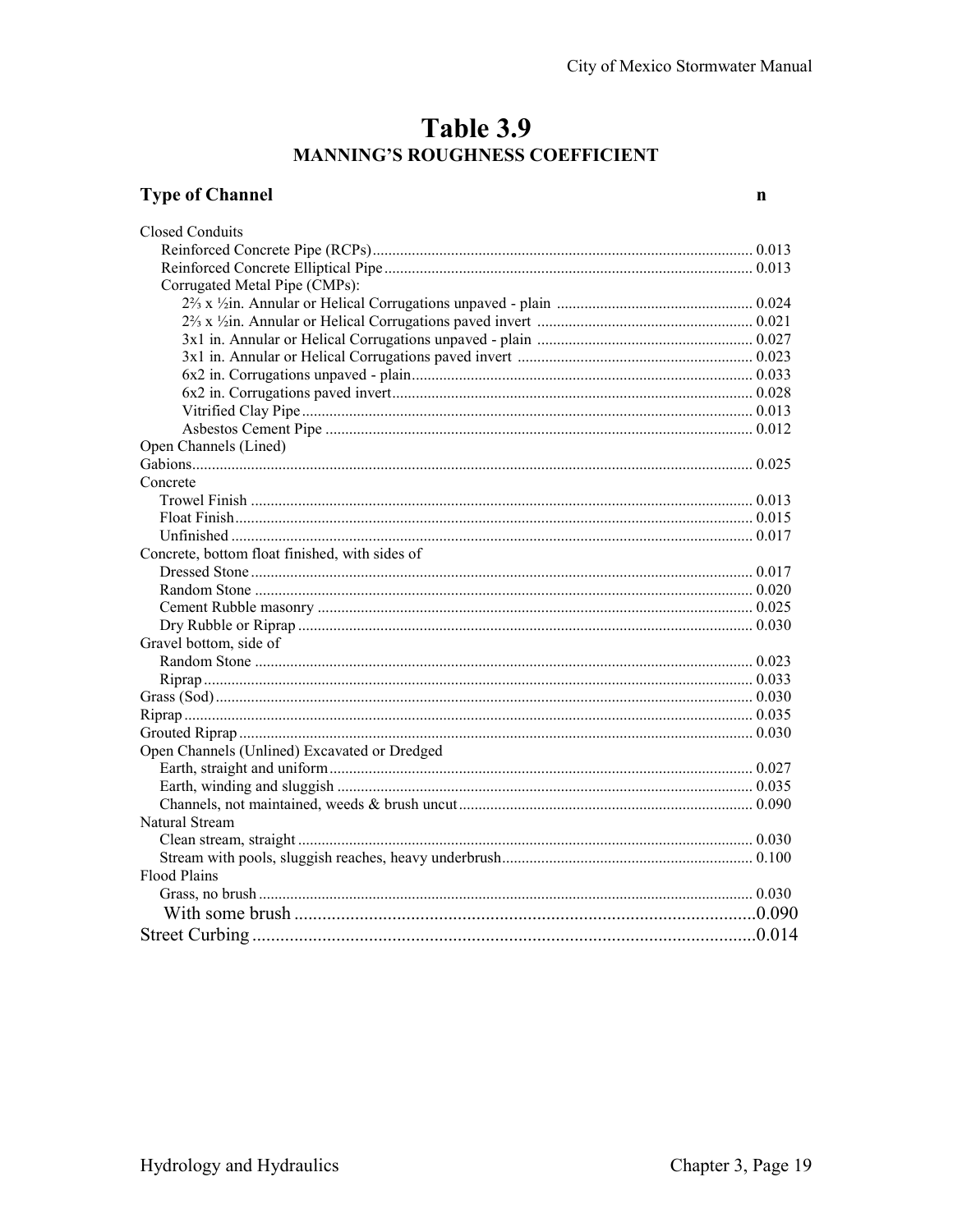# Table 3.9

## MANNING'S ROUGHNESS COEFFICIENT

| Type of Channel | n |
|---|---|
| **Closed Conduits** | |
| Reinforced Concrete Pipe (RCPs) | 0.013 |
| Reinforced Concrete Elliptical Pipe | 0.013 |
| Corrugated Metal Pipe (CMPs): | |
| 2⅔ x ½in. Annular or Helical Corrugations unpaved - plain | 0.024 |
| 2⅔ x ½in. Annular or Helical Corrugations paved invert | 0.021 |
| 3x1 in. Annular or Helical Corrugations unpaved - plain | 0.027 |
| 3x1 in. Annular or Helical Corrugations paved invert | 0.023 |
| 6x2 in. Corrugations unpaved - plain | 0.033 |
| 6x2 in. Corrugations paved invert | 0.028 |
| Vitrified Clay Pipe | 0.013 |
| Asbestos Cement Pipe | 0.012 |
| **Open Channels (Lined)** | |
| Gabions | 0.025 |
| Concrete | |
| Trowel Finish | 0.013 |
| Float Finish | 0.015 |
| Unfinished | 0.017 |
| Concrete, bottom float finished, with sides of | |
| Dressed Stone | 0.017 |
| Random Stone | 0.020 |
| Cement Rubble masonry | 0.025 |
| Dry Rubble or Riprap | 0.030 |
| Gravel bottom, side of | |
| Random Stone | 0.023 |
| Riprap | 0.033 |
| Grass (Sod) | 0.030 |
| Riprap | 0.035 |
| Grouted Riprap | 0.030 |
| **Open Channels (Unlined) Excavated or Dredged** | |
| Earth, straight and uniform | 0.027 |
| Earth, winding and sluggish | 0.035 |
| Channels, not maintained, weeds & brush uncut | 0.090 |
| **Natural Stream** | |
| Clean stream, straight | 0.030 |
| Stream with pools, sluggish reaches, heavy underbrush | 0.100 |
| **Flood Plains** | |
| Grass, no brush | 0.030 |
| With some brush | 0.090 |
| Street Curbing | 0.014 |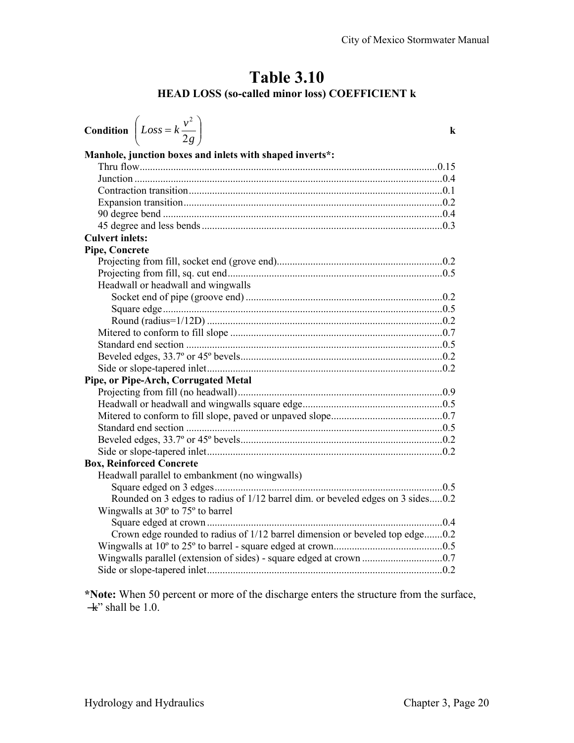# Table 3.10

## HEAD LOSS (so-called minor loss) COEFFICIENT k

| **Condition** $\left( Loss = k\dfrac{v^2}{2g} \right)$ | **k** |
|---|---|
| **Manhole, junction boxes and inlets with shaped inverts*:** | |
| Thru flow | 0.15 |
| Junction | 0.4 |
| Contraction transition | 0.1 |
| Expansion transition | 0.2 |
| 90 degree bend | 0.4 |
| 45 degree and less bends | 0.3 |
| **Culvert inlets:** | |
| **Pipe, Concrete** | |
| Projecting from fill, socket end (grove end) | 0.2 |
| Projecting from fill, sq. cut end | 0.5 |
| Headwall or headwall and wingwalls | |
| Socket end of pipe (groove end) | 0.2 |
| Square edge | 0.5 |
| Round (radius=1/12D) | 0.2 |
| Mitered to conform to fill slope | 0.7 |
| Standard end section | 0.5 |
| Beveled edges, 33.7º or 45º bevels | 0.2 |
| Side or slope-tapered inlet | 0.2 |
| **Pipe, or Pipe-Arch, Corrugated Metal** | |
| Projecting from fill (no headwall) | 0.9 |
| Headwall or headwall and wingwalls square edge | 0.5 |
| Mitered to conform to fill slope, paved or unpaved slope | 0.7 |
| Standard end section | 0.5 |
| Beveled edges, 33.7º or 45º bevels | 0.2 |
| Side or slope-tapered inlet | 0.2 |
| **Box, Reinforced Concrete** | |
| Headwall parallel to embankment (no wingwalls) | |
| Square edged on 3 edges | 0.5 |
| Rounded on 3 edges to radius of 1/12 barrel dim. or beveled edges on 3 sides | 0.2 |
| Wingwalls at 30º to 75º to barrel | |
| Square edged at crown | 0.4 |
| Crown edge rounded to radius of 1/12 barrel dimension or beveled top edge | 0.2 |
| Wingwalls at 10º to 25º to barrel - square edged at crown | 0.5 |
| Wingwalls parallel (extension of sides) - square edged at crown | 0.7 |
| Side or slope-tapered inlet | 0.2 |

***Note:** When 50 percent or more of the discharge enters the structure from the surface, "k" shall be 1.0.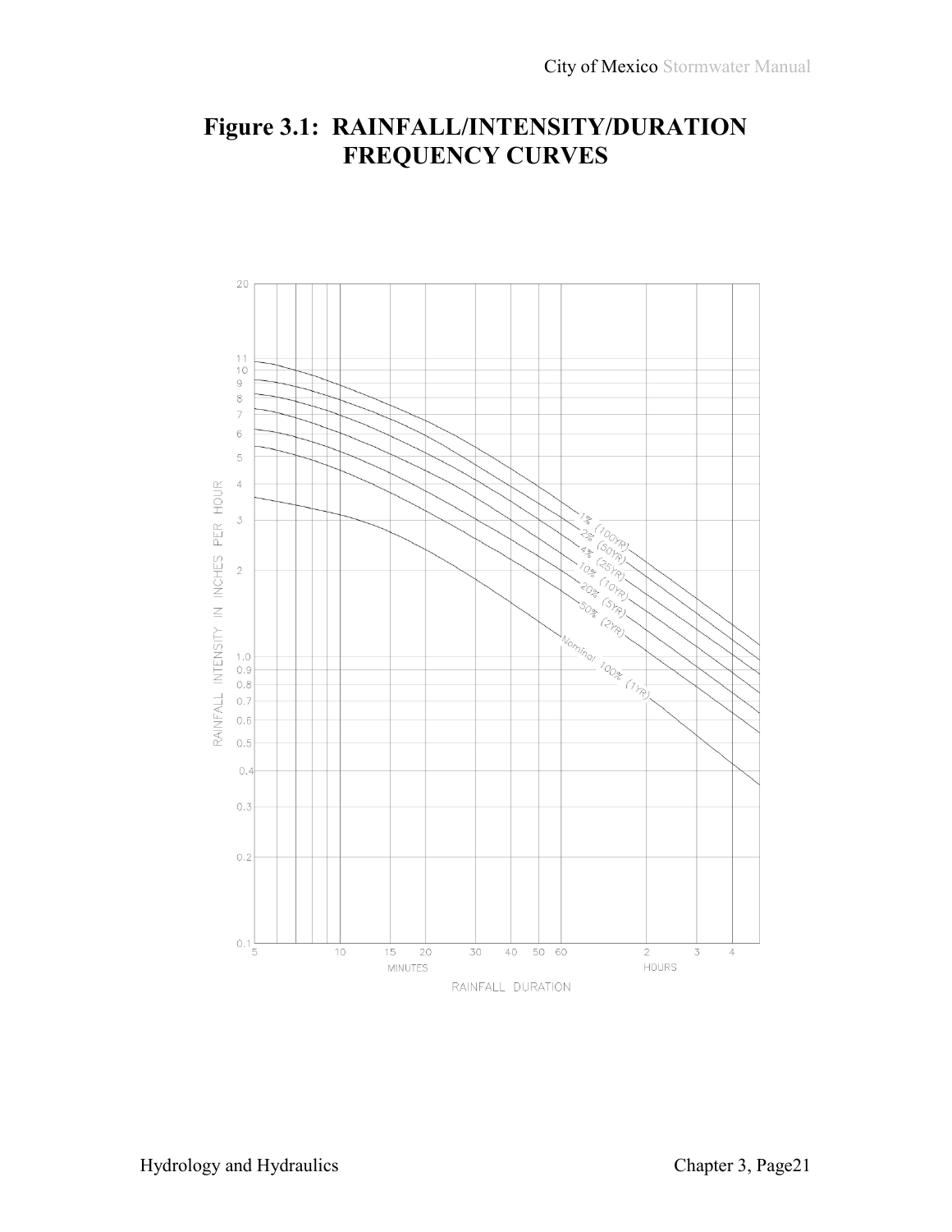# Figure 3.1: RAINFALL/INTENSITY/DURATION FREQUENCY CURVES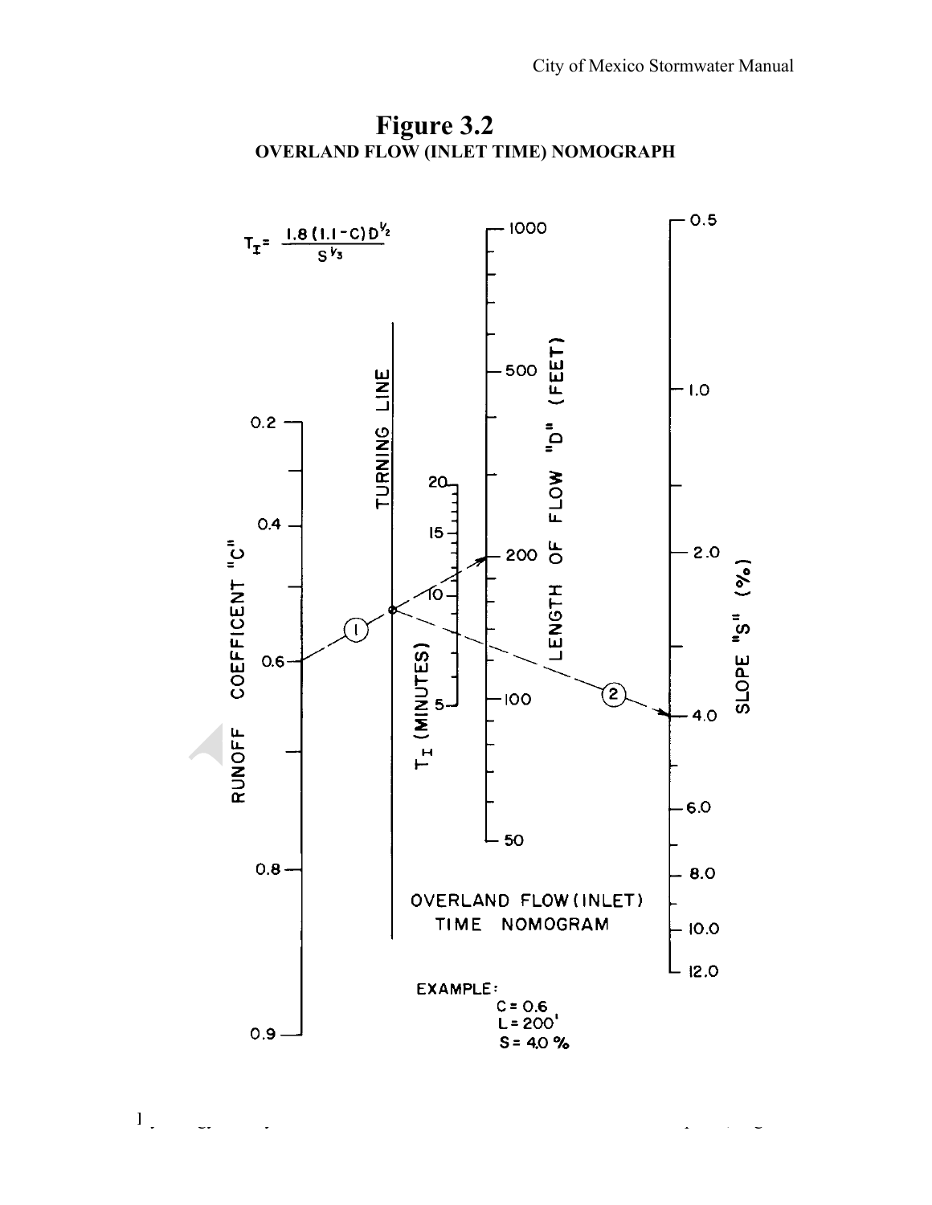# Figure 3.2

**OVERLAND FLOW (INLET TIME) NOMOGRAPH**

$$T_I = \frac{1.8(1.1 - C)D^{1/2}}{S^{1/3}}$$

RUNOFF COEFFICENT "C"

0.2
0.4
0.6
0.8
0.9

TURNING LINE

$T_I$ (MINUTES)

20
15
10
5

LENGTH OF FLOW "D" (FEET)

1000
500
200
100
50

SLOPE "S" (%)

0.5
1.0
2.0
4.0
6.0
8.0
10.0
12.0

OVERLAND FLOW (INLET) TIME NOMOGRAM

EXAMPLE:
C = 0.6
L = 200'
S = 4.0 %